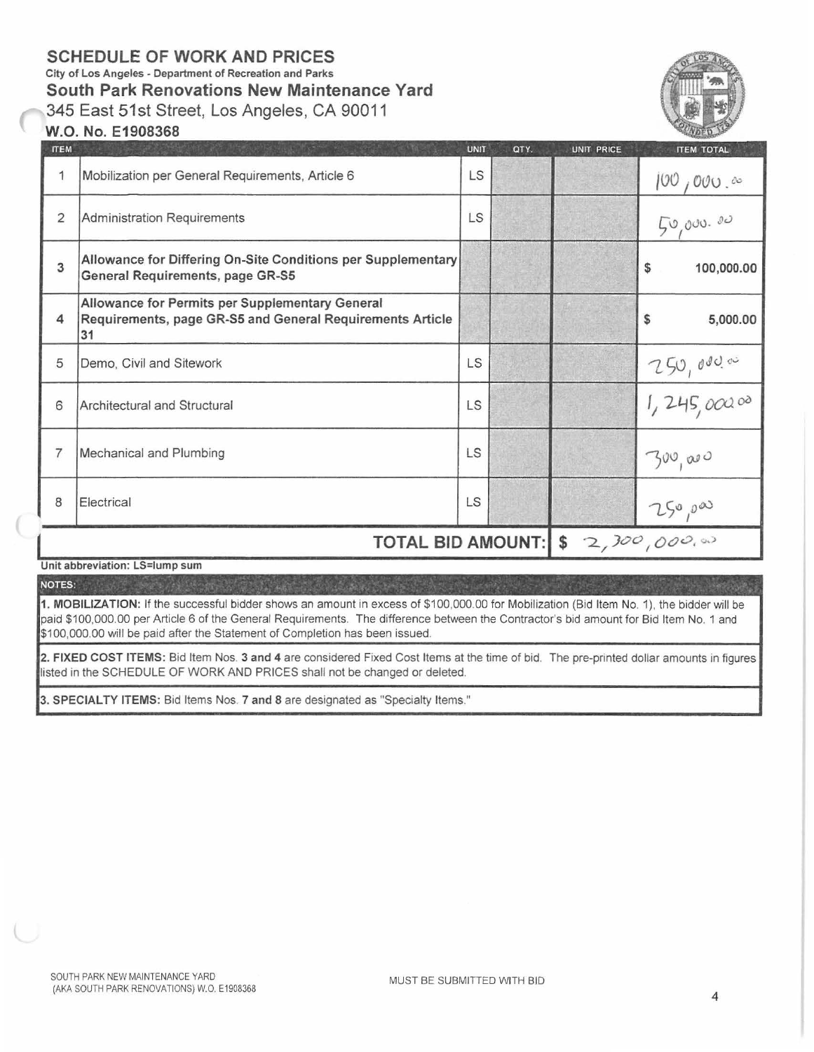# SCHEDULE OF WORK AND PRICES

City of Los Angeles - Department of Recreation and Parks

## South Park Renovations New Maintenance Yard

345 East 51st Street, Los Angeles, CA 90011

**W.O. No. E1908368**

| ITEM | | UNIT | QTY. | UNIT PRICE | ITEM TOTAL |
|---|---|---|---|---|---|
| 1 | Mobilization per General Requirements, Article 6 | LS | | | 100,000.00 |
| 2 | Administration Requirements | LS | | | 50,000.00 |
| 3 | **Allowance for Differing On-Site Conditions per Supplementary General Requirements, page GR-S5** | | | | $ 100,000.00 |
| 4 | **Allowance for Permits per Supplementary General Requirements, page GR-S5 and General Requirements Article 31** | | | | $ 5,000.00 |
| 5 | Demo, Civil and Sitework | LS | | | 250,000.00 |
| 6 | Architectural and Structural | LS | | | 1,245,000.00 |
| 7 | Mechanical and Plumbing | LS | | | 300,000 |
| 8 | Electrical | LS | | | 250,000 |
| | **TOTAL BID AMOUNT:** | | | | $ 2,300,000.00 |

**Unit abbreviation: LS=lump sum**

**NOTES:**

**1. MOBILIZATION:** If the successful bidder shows an amount in excess of $100,000.00 for Mobilization (Bid Item No. 1), the bidder will be paid $100,000.00 per Article 6 of the General Requirements. The difference between the Contractor's bid amount for Bid Item No. 1 and $100,000.00 will be paid after the Statement of Completion has been issued.

**2. FIXED COST ITEMS:** Bid Item Nos. **3 and 4** are considered Fixed Cost Items at the time of bid. The pre-printed dollar amounts in figures listed in the SCHEDULE OF WORK AND PRICES shall not be changed or deleted.

**3. SPECIALTY ITEMS:** Bid Items Nos. **7 and 8** are designated as "Specialty Items."

SOUTH PARK NEW MAINTENANCE YARD (AKA SOUTH PARK RENOVATIONS) W.O. E1908368

MUST BE SUBMITTED WITH BID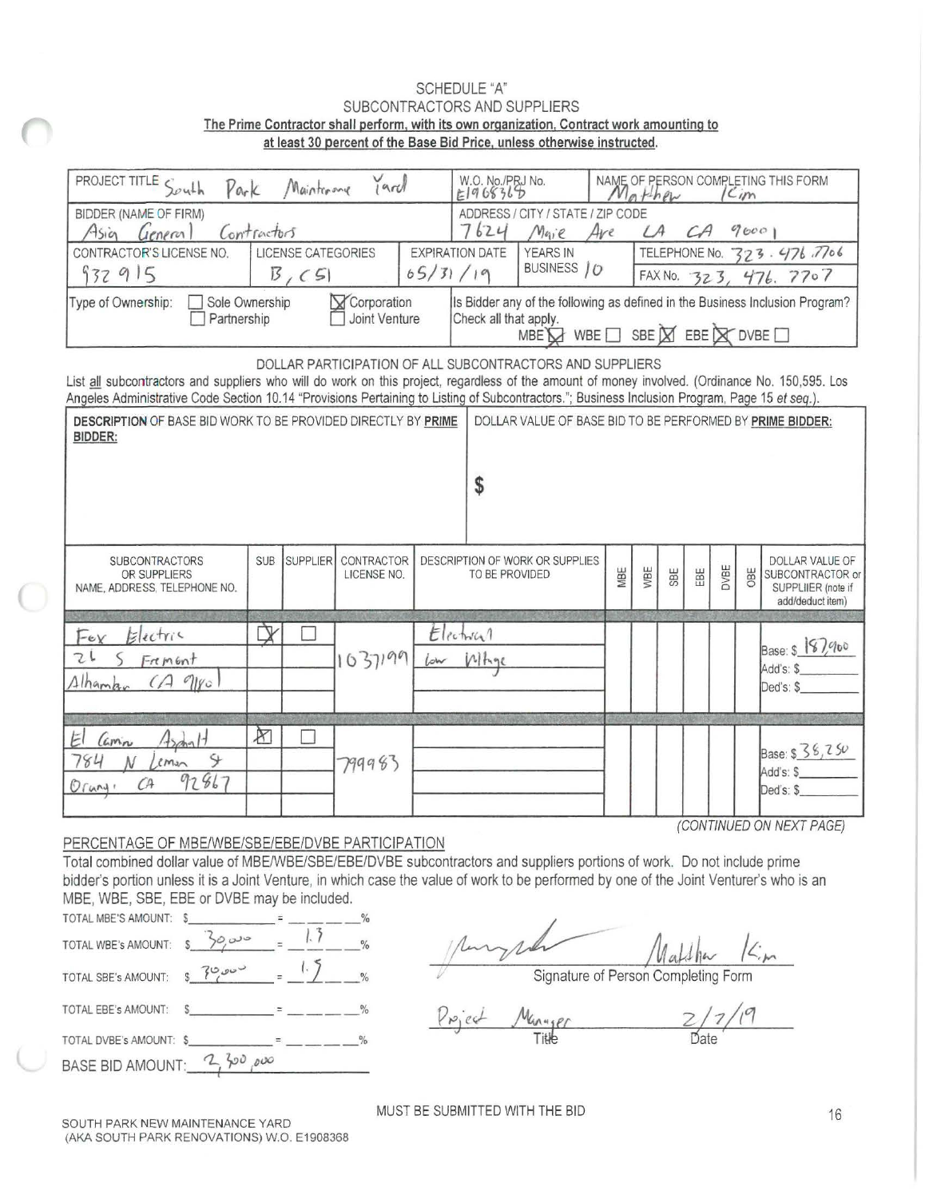SCHEDULE "A"

SUBCONTRACTORS AND SUPPLIERS

**The Prime Contractor shall perform, with its own organization, Contract work amounting to at least 30 percent of the Base Bid Price, unless otherwise instructed.**

| | | | |
|---|---|---|---|
| PROJECT TITLE South Park Maintenance Yard | | W.O. No./PRJ No. E1908368 | NAME OF PERSON COMPLETING THIS FORM Mathew Kim |
| BIDDER (NAME OF FIRM) Asia General Contractors | | ADDRESS / CITY / STATE / ZIP CODE 7624 Maie Ave LA CA 90001 | |
| CONTRACTOR'S LICENSE NO. 932915 | LICENSE CATEGORIES B, C51 | EXPIRATION DATE 05/31/19 | YEARS IN BUSINESS 10 |
| | | | TELEPHONE No. 323.476.7706 FAX No. 323.476.7707 |
| Type of Ownership: ☐ Sole Ownership ☐ Partnership ☒ Corporation ☐ Joint Venture | | Is Bidder any of the following as defined in the Business Inclusion Program? Check all that apply. MBE ☒ WBE ☐ SBE ☒ EBE ☒ DVBE ☐ | |

DOLLAR PARTICIPATION OF ALL SUBCONTRACTORS AND SUPPLIERS

List all subcontractors and suppliers who will do work on this project, regardless of the amount of money involved. (Ordinance No. 150,595. Los Angeles Administrative Code Section 10.14 "Provisions Pertaining to Listing of Subcontractors."; Business Inclusion Program, Page 15 *et seq.*).

| DESCRIPTION OF BASE BID WORK TO BE PROVIDED DIRECTLY BY PRIME BIDDER: | DOLLAR VALUE OF BASE BID TO BE PERFORMED BY PRIME BIDDER: |
|---|---|
| | $ |

| SUBCONTRACTORS OR SUPPLIERS NAME, ADDRESS, TELEPHONE NO. | SUB | SUPPLIER | CONTRACTOR LICENSE NO. | DESCRIPTION OF WORK OR SUPPLIES TO BE PROVIDED | MBE | WBE | SBE | EBE | DVBE | OBE | DOLLAR VALUE OF SUBCONTRACTOR or SUPPLIER (note if add/deduct item) |
|---|---|---|---|---|---|---|---|---|---|---|---|
| Fox Electric, 26 S Fremont, Alhambra CA 91801 | ☒ | ☐ | 1037199 | Electrical Low Voltage | | | | | | | Base: $ 187,900 Add's: $ Ded's: $ |
| El Camino Asphalt, 784 N Lemon St, Orange CA 92867 | ☒ | ☐ | 799983 | | | | | | | | Base: $ 38,250 Add's: $ Ded's: $ |

*(CONTINUED ON NEXT PAGE)*

PERCENTAGE OF MBE/WBE/SBE/EBE/DVBE PARTICIPATION

Total combined dollar value of MBE/WBE/SBE/EBE/DVBE subcontractors and suppliers portions of work. Do not include prime bidder's portion unless it is a Joint Venture, in which case the value of work to be performed by one of the Joint Venturer's who is an MBE, WBE, SBE, EBE or DVBE may be included.

TOTAL MBE'S AMOUNT: $\_\_\_\_\_ = \_\_\_\_\_ %

TOTAL WBE's AMOUNT: $ 30,000 = 1.3 %

TOTAL SBE's AMOUNT: $ 30,000 = 1.5 %

TOTAL EBE's AMOUNT: $\_\_\_\_\_ = \_\_\_\_\_ %

TOTAL DVBE's AMOUNT: $\_\_\_\_\_ = \_\_\_\_\_ %

BASE BID AMOUNT: 2,300,000

Matthew Kim

Signature of Person Completing Form

Project Manager — Title

2/7/19 — Date

MUST BE SUBMITTED WITH THE BID

SOUTH PARK NEW MAINTENANCE YARD
(AKA SOUTH PARK RENOVATIONS) W.O. E1908368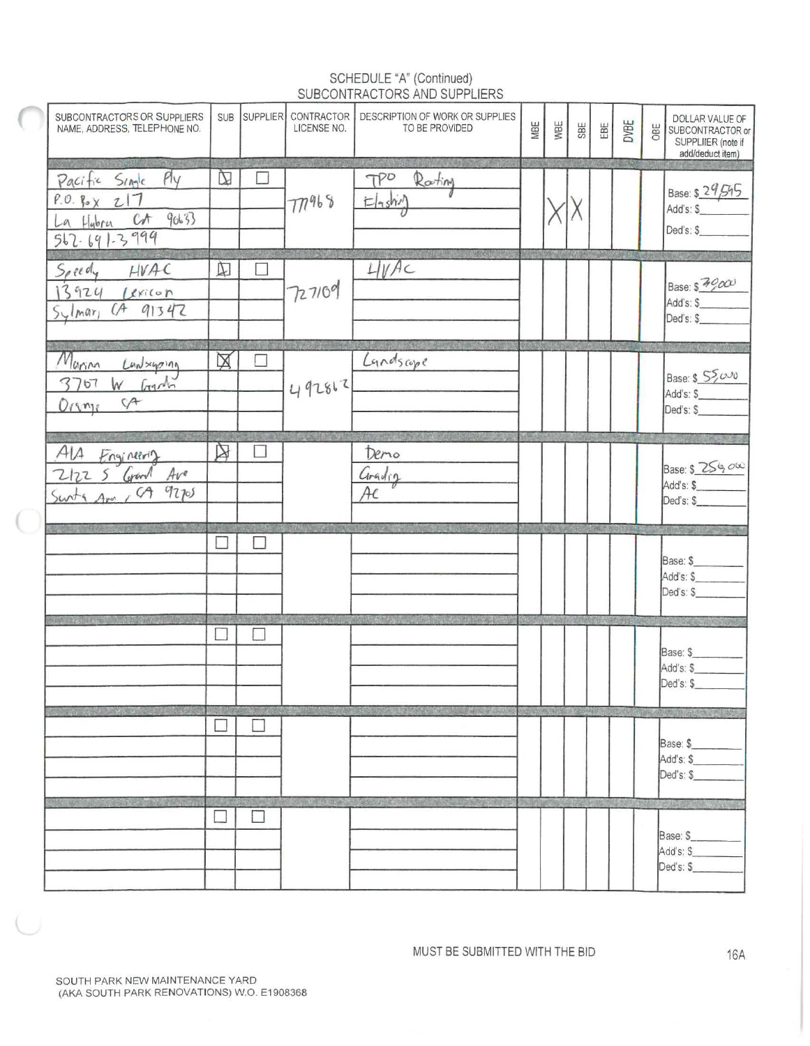# SCHEDULE "A" (Continued)
## SUBCONTRACTORS AND SUPPLIERS

| SUBCONTRACTORS OR SUPPLIERS NAME, ADDRESS, TELEPHONE NO. | SUB | SUPPLIER | CONTRACTOR LICENSE NO. | DESCRIPTION OF WORK OR SUPPLIES TO BE PROVIDED | MBE | WBE | SBE | EBE | DVBE | OBE | DOLLAR VALUE OF SUBCONTRACTOR or SUPPLIER (note if add/deduct item) |
|---|---|---|---|---|---|---|---|---|---|---|---|
| Pacific Single Ply<br>P.O. Box 217<br>La Habra CA 90633<br>562-691-3999 | ☒ | ☐ | 771968 | TPO Roofing<br>Flashing | | X | X | | | | Base: $ 29,595<br>Add's: $<br>Ded's: $ |
| Speedy HVAC<br>13924 Lexicon<br>Sylmar, CA 91342 | ☒ | ☐ | 727109 | HVAC | | | | | | | Base: $ 79,000<br>Add's: $<br>Ded's: $ |
| Marina Landscaping<br>3707 W Garden<br>Orange CA | ☒ | ☐ | 492862 | Landscape | | | | | | | Base: $ 55,000<br>Add's: $<br>Ded's: $ |
| AIA Engineering<br>2122 S Grand Ave<br>Santa Ana, CA 92705 | ☒ | ☐ | | Demo<br>Grading<br>AC | | | | | | | Base: $ 256,000<br>Add's: $<br>Ded's: $ |
| | ☐ | ☐ | | | | | | | | | Base: $<br>Add's: $<br>Ded's: $ |
| | ☐ | ☐ | | | | | | | | | Base: $<br>Add's: $<br>Ded's: $ |
| | ☐ | ☐ | | | | | | | | | Base: $<br>Add's: $<br>Ded's: $ |
| | ☐ | ☐ | | | | | | | | | Base: $<br>Add's: $<br>Ded's: $ |

MUST BE SUBMITTED WITH THE BID

SOUTH PARK NEW MAINTENANCE YARD
(AKA SOUTH PARK RENOVATIONS) W.O. E1908368